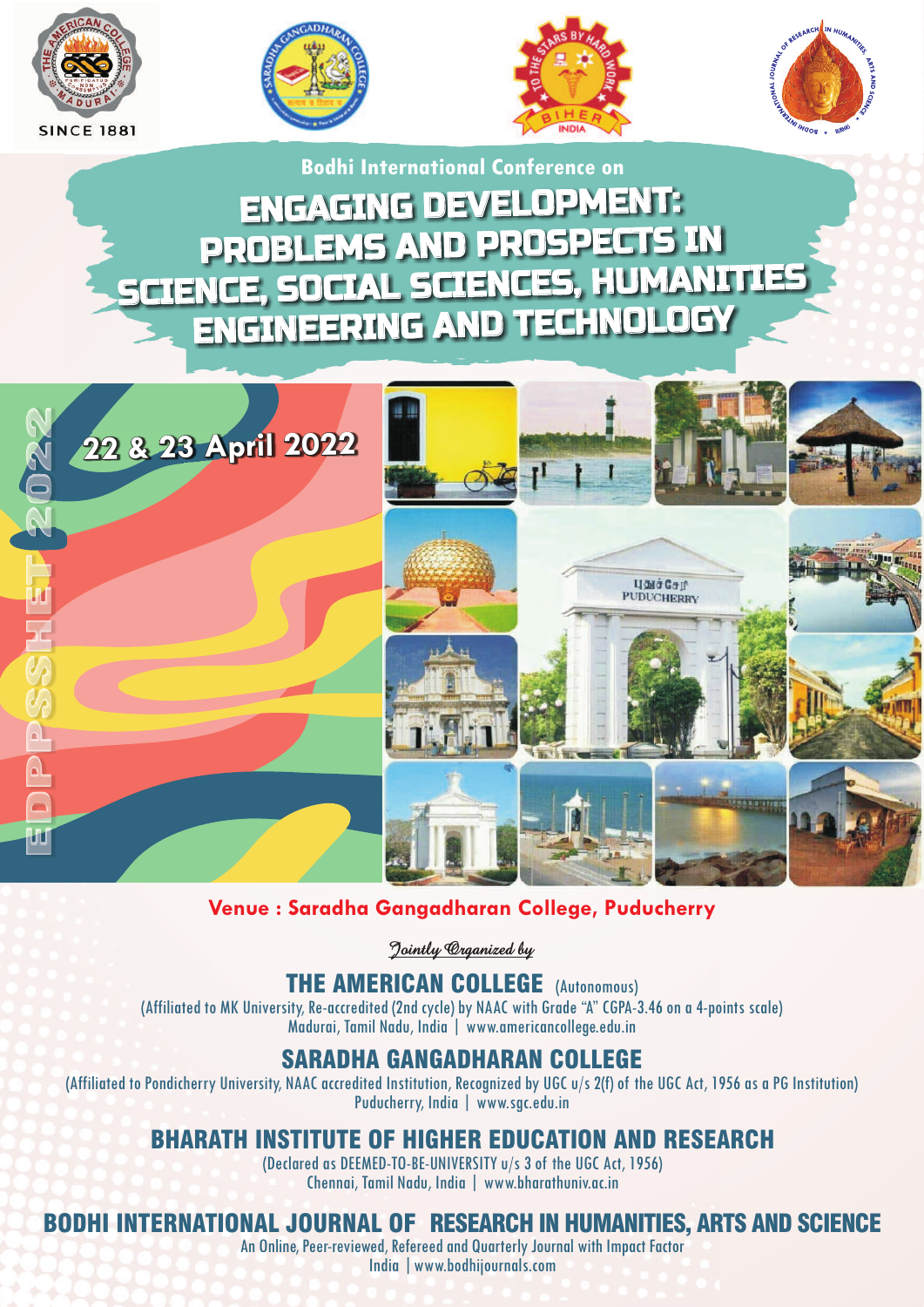SINCE 1881

Bodhi International Conference on

# ENGAGING DEVELOPMENT: PROBLEMS AND PROSPECTS IN SCIENCE, SOCIAL SCIENCES, HUMANITIES ENGINEERING AND TECHNOLOGY

EDPPSSHET 2022

**22 & 23 April 2022**

**Venue : Saradha Gangadharan College, Puducherry**

*Jointly Organized by*

## THE AMERICAN COLLEGE (Autonomous)

(Affiliated to MK University, Re-accredited (2nd cycle) by NAAC with Grade "A" CGPA-3.46 on a 4-points scale)
Madurai, Tamil Nadu, India | www.americancollege.edu.in

## SARADHA GANGADHARAN COLLEGE

(Affiliated to Pondicherry University, NAAC accredited Institution, Recognized by UGC u/s 2(f) of the UGC Act, 1956 as a PG Institution)
Puducherry, India | www.sgc.edu.in

## BHARATH INSTITUTE OF HIGHER EDUCATION AND RESEARCH

(Declared as DEEMED-TO-BE-UNIVERSITY u/s 3 of the UGC Act, 1956)
Chennai, Tamil Nadu, India | www.bharathuniv.ac.in

## BODHI INTERNATIONAL JOURNAL OF RESEARCH IN HUMANITIES, ARTS AND SCIENCE

An Online, Peer-reviewed, Refereed and Quarterly Journal with Impact Factor
India | www.bodhijournals.com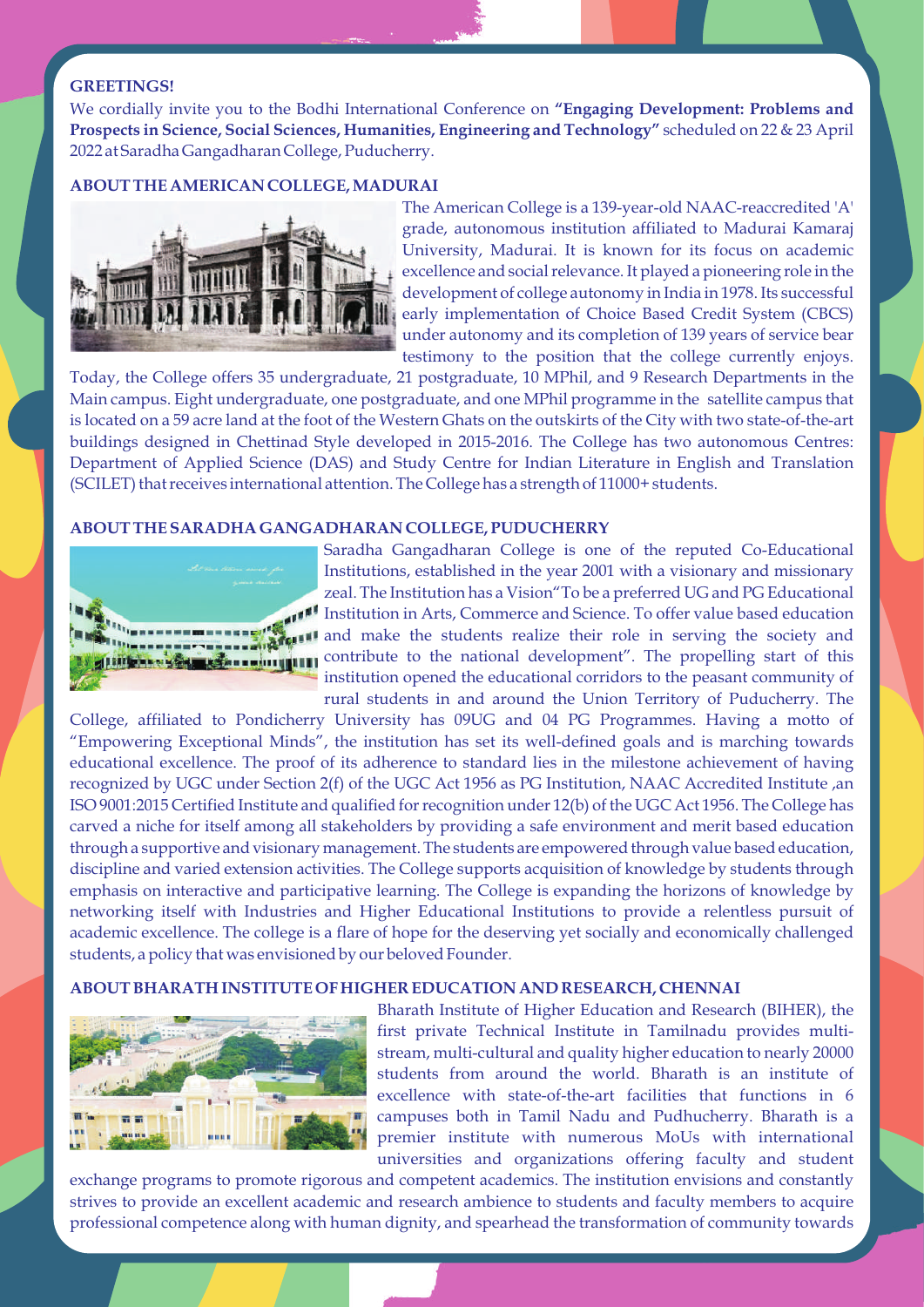**GREETINGS!**

We cordially invite you to the Bodhi International Conference on **"Engaging Development: Problems and Prospects in Science, Social Sciences, Humanities, Engineering and Technology"** scheduled on 22 & 23 April 2022 at Saradha Gangadharan College, Puducherry.

**ABOUT THE AMERICAN COLLEGE, MADURAI**

The American College is a 139-year-old NAAC-reaccredited 'A' grade, autonomous institution affiliated to Madurai Kamaraj University, Madurai. It is known for its focus on academic excellence and social relevance. It played a pioneering role in the development of college autonomy in India in 1978. Its successful early implementation of Choice Based Credit System (CBCS) under autonomy and its completion of 139 years of service bear testimony to the position that the college currently enjoys. Today, the College offers 35 undergraduate, 21 postgraduate, 10 MPhil, and 9 Research Departments in the Main campus. Eight undergraduate, one postgraduate, and one MPhil programme in the satellite campus that is located on a 59 acre land at the foot of the Western Ghats on the outskirts of the City with two state-of-the-art buildings designed in Chettinad Style developed in 2015-2016. The College has two autonomous Centres: Department of Applied Science (DAS) and Study Centre for Indian Literature in English and Translation (SCILET) that receives international attention. The College has a strength of 11000+ students.

**ABOUT THE SARADHA GANGADHARAN COLLEGE, PUDUCHERRY**

Saradha Gangadharan College is one of the reputed Co-Educational Institutions, established in the year 2001 with a visionary and missionary zeal. The Institution has a Vision"To be a preferred UG and PG Educational Institution in Arts, Commerce and Science. To offer value based education and make the students realize their role in serving the society and contribute to the national development". The propelling start of this institution opened the educational corridors to the peasant community of rural students in and around the Union Territory of Puducherry. The College, affiliated to Pondicherry University has 09UG and 04 PG Programmes. Having a motto of "Empowering Exceptional Minds", the institution has set its well-defined goals and is marching towards educational excellence. The proof of its adherence to standard lies in the milestone achievement of having recognized by UGC under Section 2(f) of the UGC Act 1956 as PG Institution, NAAC Accredited Institute ,an ISO 9001:2015 Certified Institute and qualified for recognition under 12(b) of the UGC Act 1956. The College has carved a niche for itself among all stakeholders by providing a safe environment and merit based education through a supportive and visionary management. The students are empowered through value based education, discipline and varied extension activities. The College supports acquisition of knowledge by students through emphasis on interactive and participative learning. The College is expanding the horizons of knowledge by networking itself with Industries and Higher Educational Institutions to provide a relentless pursuit of academic excellence. The college is a flare of hope for the deserving yet socially and economically challenged students, a policy that was envisioned by our beloved Founder.

**ABOUT BHARATH INSTITUTE OF HIGHER EDUCATION AND RESEARCH, CHENNAI**

Bharath Institute of Higher Education and Research (BIHER), the first private Technical Institute in Tamilnadu provides multi-stream, multi-cultural and quality higher education to nearly 20000 students from around the world. Bharath is an institute of excellence with state-of-the-art facilities that functions in 6 campuses both in Tamil Nadu and Pudhucherry. Bharath is a premier institute with numerous MoUs with international universities and organizations offering faculty and student exchange programs to promote rigorous and competent academics. The institution envisions and constantly strives to provide an excellent academic and research ambience to students and faculty members to acquire professional competence along with human dignity, and spearhead the transformation of community towards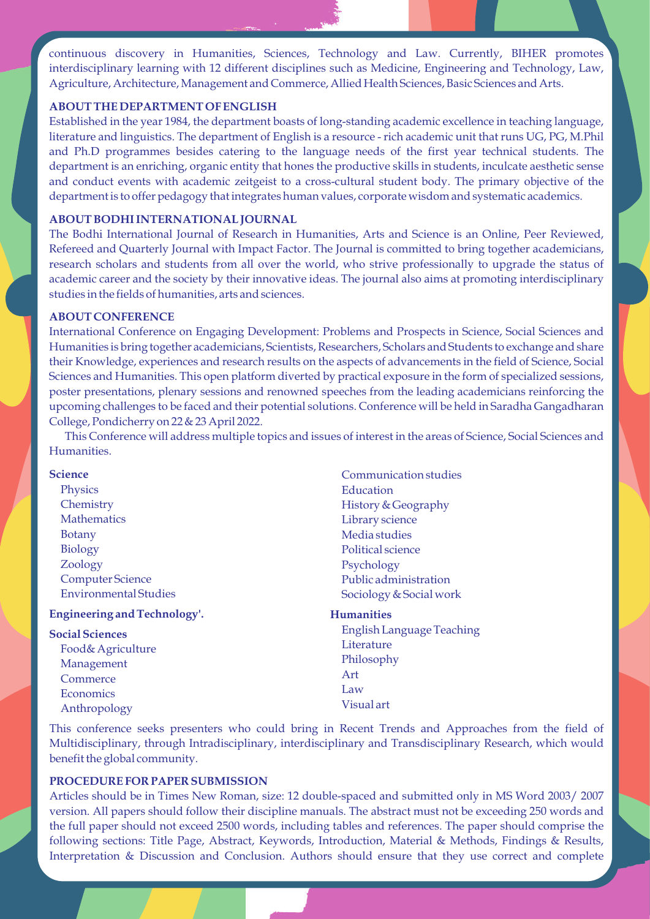continuous discovery in Humanities, Sciences, Technology and Law. Currently, BIHER promotes interdisciplinary learning with 12 different disciplines such as Medicine, Engineering and Technology, Law, Agriculture, Architecture, Management and Commerce, Allied Health Sciences, Basic Sciences and Arts.

### ABOUT THE DEPARTMENT OF ENGLISH

Established in the year 1984, the department boasts of long-standing academic excellence in teaching language, literature and linguistics. The department of English is a resource - rich academic unit that runs UG, PG, M.Phil and Ph.D programmes besides catering to the language needs of the first year technical students. The department is an enriching, organic entity that hones the productive skills in students, inculcate aesthetic sense and conduct events with academic zeitgeist to a cross-cultural student body. The primary objective of the department is to offer pedagogy that integrates human values, corporate wisdom and systematic academics.

### ABOUT BODHI INTERNATIONAL JOURNAL

The Bodhi International Journal of Research in Humanities, Arts and Science is an Online, Peer Reviewed, Refereed and Quarterly Journal with Impact Factor. The Journal is committed to bring together academicians, research scholars and students from all over the world, who strive professionally to upgrade the status of academic career and the society by their innovative ideas. The journal also aims at promoting interdisciplinary studies in the fields of humanities, arts and sciences.

### ABOUT CONFERENCE

International Conference on Engaging Development: Problems and Prospects in Science, Social Sciences and Humanities is bring together academicians, Scientists, Researchers, Scholars and Students to exchange and share their Knowledge, experiences and research results on the aspects of advancements in the field of Science, Social Sciences and Humanities. This open platform diverted by practical exposure in the form of specialized sessions, poster presentations, plenary sessions and renowned speeches from the leading academicians reinforcing the upcoming challenges to be faced and their potential solutions. Conference will be held in Saradha Gangadharan College, Pondicherry on 22 & 23 April 2022.

This Conference will address multiple topics and issues of interest in the areas of Science, Social Sciences and Humanities.

**Science**

- Physics
- Chemistry
- Mathematics
- Botany
- Biology
- Zoology
- Computer Science
- Environmental Studies

**Engineering and Technology'.**

**Social Sciences**

- Food& Agriculture
- Management
- Commerce
- Economics
- Anthropology
- Communication studies
- Education
- History & Geography
- Library science
- Media studies
- Political science
- Psychology
- Public administration
- Sociology & Social work

**Humanities**

- English Language Teaching
- Literature
- Philosophy
- Art
- Law
- Visual art

This conference seeks presenters who could bring in Recent Trends and Approaches from the field of Multidisciplinary, through Intradisciplinary, interdisciplinary and Transdisciplinary Research, which would benefit the global community.

### PROCEDURE FOR PAPER SUBMISSION

Articles should be in Times New Roman, size: 12 double-spaced and submitted only in MS Word 2003/ 2007 version. All papers should follow their discipline manuals. The abstract must not be exceeding 250 words and the full paper should not exceed 2500 words, including tables and references. The paper should comprise the following sections: Title Page, Abstract, Keywords, Introduction, Material & Methods, Findings & Results, Interpretation & Discussion and Conclusion. Authors should ensure that they use correct and complete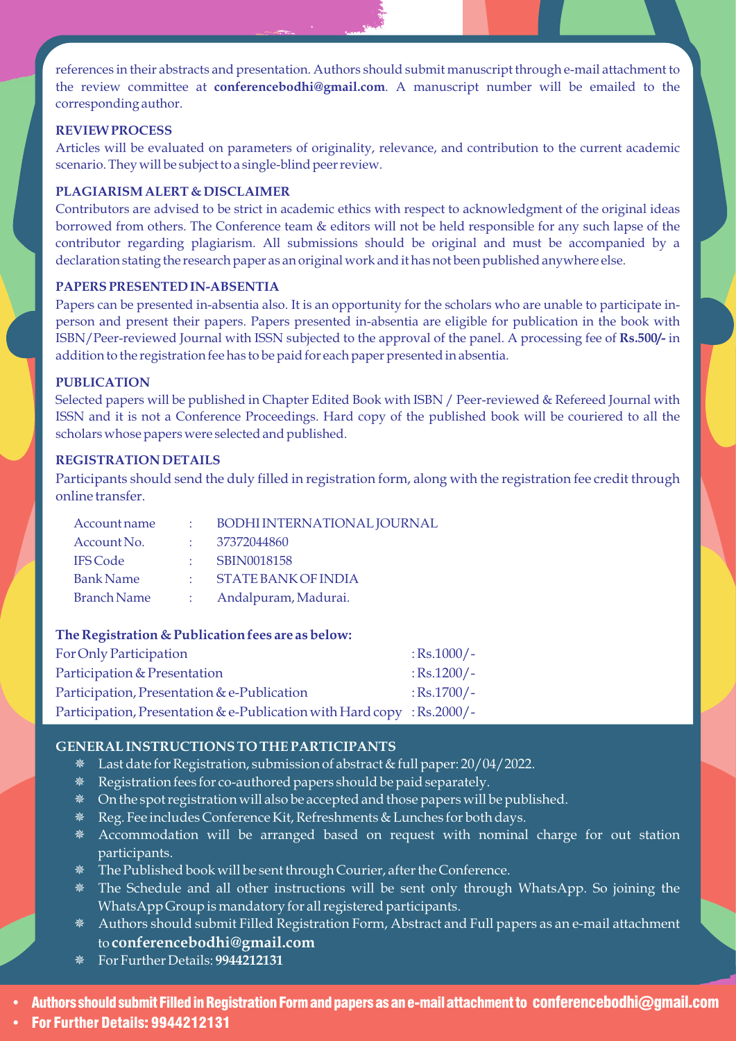references in their abstracts and presentation. Authors should submit manuscript through e-mail attachment to the review committee at **conferencebodhi@gmail.com**. A manuscript number will be emailed to the corresponding author.

### REVIEW PROCESS

Articles will be evaluated on parameters of originality, relevance, and contribution to the current academic scenario. They will be subject to a single-blind peer review.

### PLAGIARISM ALERT & DISCLAIMER

Contributors are advised to be strict in academic ethics with respect to acknowledgment of the original ideas borrowed from others. The Conference team & editors will not be held responsible for any such lapse of the contributor regarding plagiarism. All submissions should be original and must be accompanied by a declaration stating the research paper as an original work and it has not been published anywhere else.

### PAPERS PRESENTED IN-ABSENTIA

Papers can be presented in-absentia also. It is an opportunity for the scholars who are unable to participate in-person and present their papers. Papers presented in-absentia are eligible for publication in the book with ISBN/Peer-reviewed Journal with ISSN subjected to the approval of the panel. A processing fee of **Rs.500/-** in addition to the registration fee has to be paid for each paper presented in absentia.

### PUBLICATION

Selected papers will be published in Chapter Edited Book with ISBN / Peer-reviewed & Refereed Journal with ISSN and it is not a Conference Proceedings. Hard copy of the published book will be couriered to all the scholars whose papers were selected and published.

### REGISTRATION DETAILS

Participants should send the duly filled in registration form, along with the registration fee credit through online transfer.

| | | |
|---|---|---|
| Account name | : | BODHI INTERNATIONAL JOURNAL |
| Account No. | : | 37372044860 |
| IFS Code | : | SBIN0018158 |
| Bank Name | : | STATE BANK OF INDIA |
| Branch Name | : | Andalpuram, Madurai. |

**The Registration & Publication fees are as below:**

| | |
|---|---|
| For Only Participation | : Rs.1000/- |
| Participation & Presentation | : Rs.1200/- |
| Participation, Presentation & e-Publication | : Rs.1700/- |
| Participation, Presentation & e-Publication with Hard copy | : Rs.2000/- |

### GENERAL INSTRUCTIONS TO THE PARTICIPANTS

- Last date for Registration, submission of abstract & full paper: 20/04/2022.
- Registration fees for co-authored papers should be paid separately.
- On the spot registration will also be accepted and those papers will be published.
- Reg. Fee includes Conference Kit, Refreshments & Lunches for both days.
- Accommodation will be arranged based on request with nominal charge for out station participants.
- The Published book will be sent through Courier, after the Conference.
- The Schedule and all other instructions will be sent only through WhatsApp. So joining the WhatsApp Group is mandatory for all registered participants.
- Authors should submit Filled Registration Form, Abstract and Full papers as an e-mail attachment to **conferencebodhi@gmail.com**
- For Further Details: **9944212131**

- **Authors should submit Filled in Registration Form and papers as an e-mail attachment to conferencebodhi@gmail.com**
- **For Further Details: 9944212131**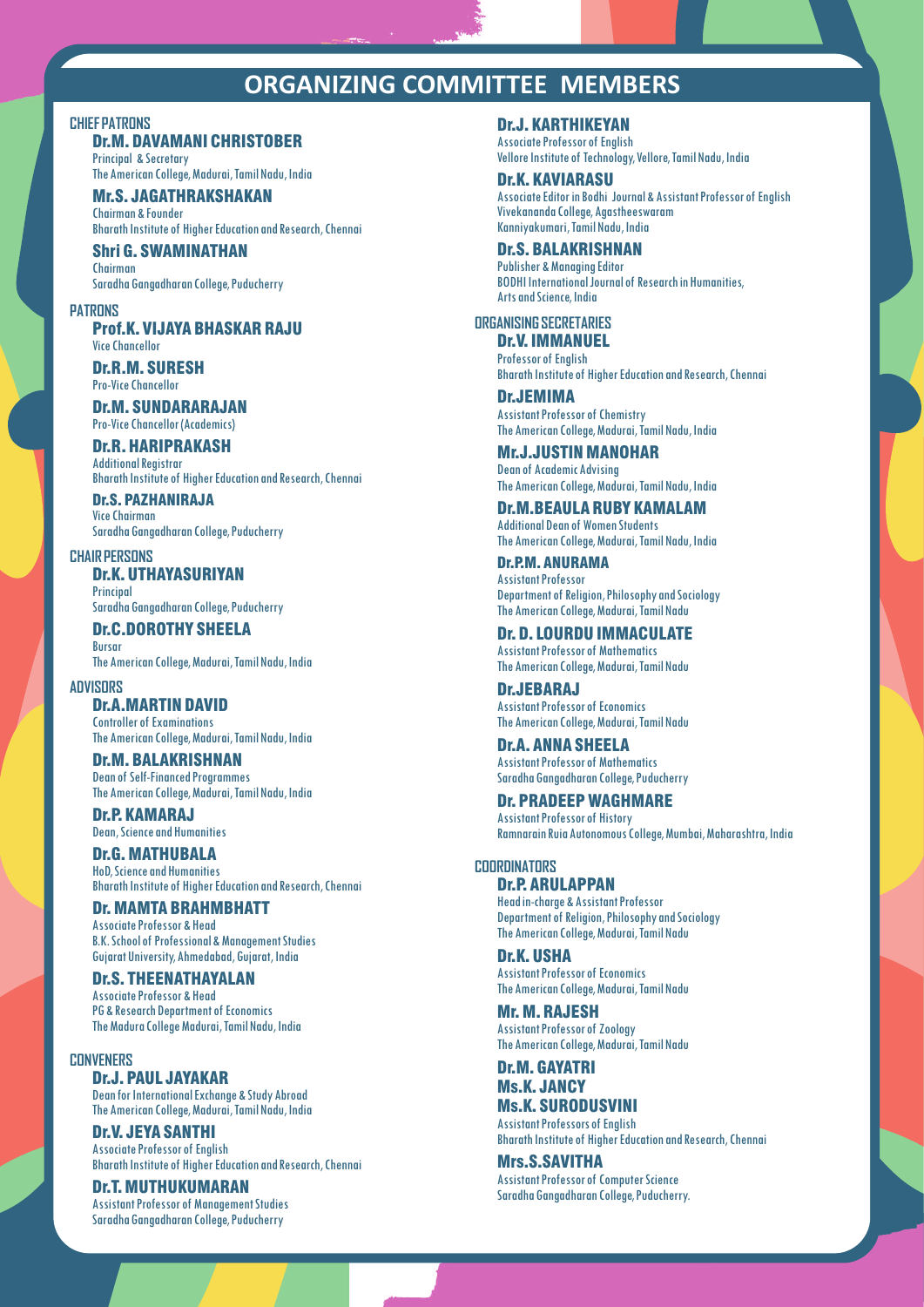# ORGANIZING COMMITTEE MEMBERS

## CHIEF PATRONS

**Dr.M. DAVAMANI CHRISTOBER**
Principal & Secretary
The American College, Madurai, Tamil Nadu, India

**Mr.S. JAGATHRAKSHAKAN**
Chairman & Founder
Bharath Institute of Higher Education and Research, Chennai

**Shri G. SWAMINATHAN**
Chairman
Saradha Gangadharan College, Puducherry

## PATRONS

**Prof.K. VIJAYA BHASKAR RAJU**
Vice Chancellor

**Dr.R.M. SURESH**
Pro-Vice Chancellor

**Dr.M. SUNDARARAJAN**
Pro-Vice Chancellor (Academics)

**Dr.R. HARIPRAKASH**
Additional Registrar
Bharath Institute of Higher Education and Research, Chennai

**Dr.S. PAZHANIRAJA**
Vice Chairman
Saradha Gangadharan College, Puducherry

## CHAIR PERSONS

**Dr.K. UTHAYASURIYAN**
Principal
Saradha Gangadharan College, Puducherry

**Dr.C.DOROTHY SHEELA**
Bursar
The American College, Madurai, Tamil Nadu, India

## ADVISORS

**Dr.A.MARTIN DAVID**
Controller of Examinations
The American College, Madurai, Tamil Nadu, India

**Dr.M. BALAKRISHNAN**
Dean of Self-Financed Programmes
The American College, Madurai, Tamil Nadu, India

**Dr.P. KAMARAJ**
Dean, Science and Humanities

**Dr.G. MATHUBALA**
HoD, Science and Humanities
Bharath Institute of Higher Education and Research, Chennai

**Dr. MAMTA BRAHMBHATT**
Associate Professor & Head
B.K. School of Professional & Management Studies
Gujarat University, Ahmedabad, Gujarat, India

**Dr.S. THEENATHAYALAN**
Associate Professor & Head
PG & Research Department of Economics
The Madura College Madurai, Tamil Nadu, India

## CONVENERS

**Dr.J. PAUL JAYAKAR**
Dean for International Exchange & Study Abroad
The American College, Madurai, Tamil Nadu, India

**Dr.V. JEYA SANTHI**
Associate Professor of English
Bharath Institute of Higher Education and Research, Chennai

**Dr.T. MUTHUKUMARAN**
Assistant Professor of Management Studies
Saradha Gangadharan College, Puducherry

**Dr.J. KARTHIKEYAN**
Associate Professor of English
Vellore Institute of Technology, Vellore, Tamil Nadu, India

**Dr.K. KAVIARASU**
Associate Editor in Bodhi Journal & Assistant Professor of English
Vivekananda College, Agastheeswaram
Kanniyakumari, Tamil Nadu, India

**Dr.S. BALAKRISHNAN**
Publisher & Managing Editor
BODHI International Journal of Research in Humanities, Arts and Science, India

## ORGANISING SECRETARIES

**Dr.V. IMMANUEL**
Professor of English
Bharath Institute of Higher Education and Research, Chennai

**Dr.JEMIMA**
Assistant Professor of Chemistry
The American College, Madurai, Tamil Nadu, India

**Mr.J.JUSTIN MANOHAR**
Dean of Academic Advising
The American College, Madurai, Tamil Nadu, India

**Dr.M.BEAULA RUBY KAMALAM**
Additional Dean of Women Students
The American College, Madurai, Tamil Nadu, India

**Dr.P.M. ANURAMA**
Assistant Professor
Department of Religion, Philosophy and Sociology
The American College, Madurai, Tamil Nadu

**Dr. D. LOURDU IMMACULATE**
Assistant Professor of Mathematics
The American College, Madurai, Tamil Nadu

**Dr.JEBARAJ**
Assistant Professor of Economics
The American College, Madurai, Tamil Nadu

**Dr.A. ANNA SHEELA**
Assistant Professor of Mathematics
Saradha Gangadharan College, Puducherry

**Dr. PRADEEP WAGHMARE**
Assistant Professor of History
Ramnarain Ruia Autonomous College, Mumbai, Maharashtra, India

## COORDINATORS

**Dr.P. ARULAPPAN**
Head in-charge & Assistant Professor
Department of Religion, Philosophy and Sociology
The American College, Madurai, Tamil Nadu

**Dr.K. USHA**
Assistant Professor of Economics
The American College, Madurai, Tamil Nadu

**Mr. M. RAJESH**
Assistant Professor of Zoology
The American College, Madurai, Tamil Nadu

**Dr.M. GAYATRI**
**Ms.K. JANCY**
**Ms.K. SURODUSVINI**
Assistant Professors of English
Bharath Institute of Higher Education and Research, Chennai

**Mrs.S.SAVITHA**
Assistant Professor of Computer Science
Saradha Gangadharan College, Puducherry.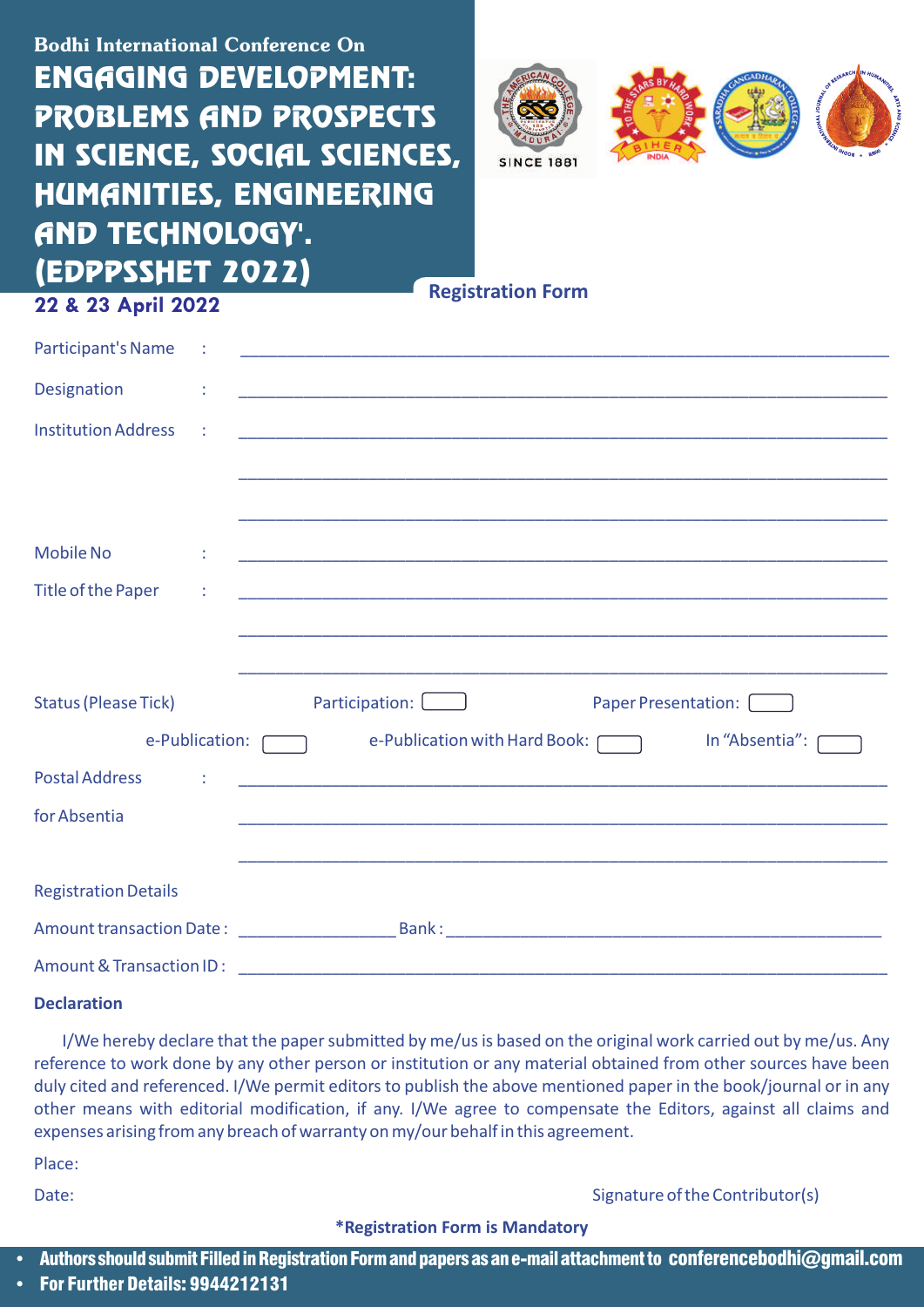Bodhi International Conference On

# ENGAGING DEVELOPMENT: PROBLEMS AND PROSPECTS IN SCIENCE, SOCIAL SCIENCES, HUMANITIES, ENGINEERING AND TECHNOLOGY'. (EDPPSSHET 2022)

**22 & 23 April 2022**

## Registration Form

Participant's Name : ____________________________________________

Designation : ____________________________________________

Institution Address : ____________________________________________

____________________________________________

____________________________________________

Mobile No : ____________________________________________

Title of the Paper : ____________________________________________

____________________________________________

____________________________________________

Status (Please Tick) Participation: ☐ Paper Presentation: ☐

e-Publication: ☐ e-Publication with Hard Book: ☐ In "Absentia": ☐

Postal Address : ____________________________________________

for Absentia ____________________________________________

____________________________________________

Registration Details

Amount transaction Date : ________________ Bank : ____________________________

Amount & Transaction ID : ____________________________________________

**Declaration**

I/We hereby declare that the paper submitted by me/us is based on the original work carried out by me/us. Any reference to work done by any other person or institution or any material obtained from other sources have been duly cited and referenced. I/We permit editors to publish the above mentioned paper in the book/journal or in any other means with editorial modification, if any. I/We agree to compensate the Editors, against all claims and expenses arising from any breach of warranty on my/our behalf in this agreement.

Place:

Date: Signature of the Contributor(s)

**\*Registration Form is Mandatory**

- **Authors should submit Filled in Registration Form and papers as an e-mail attachment to conferencebodhi@gmail.com**
- **For Further Details: 9944212131**